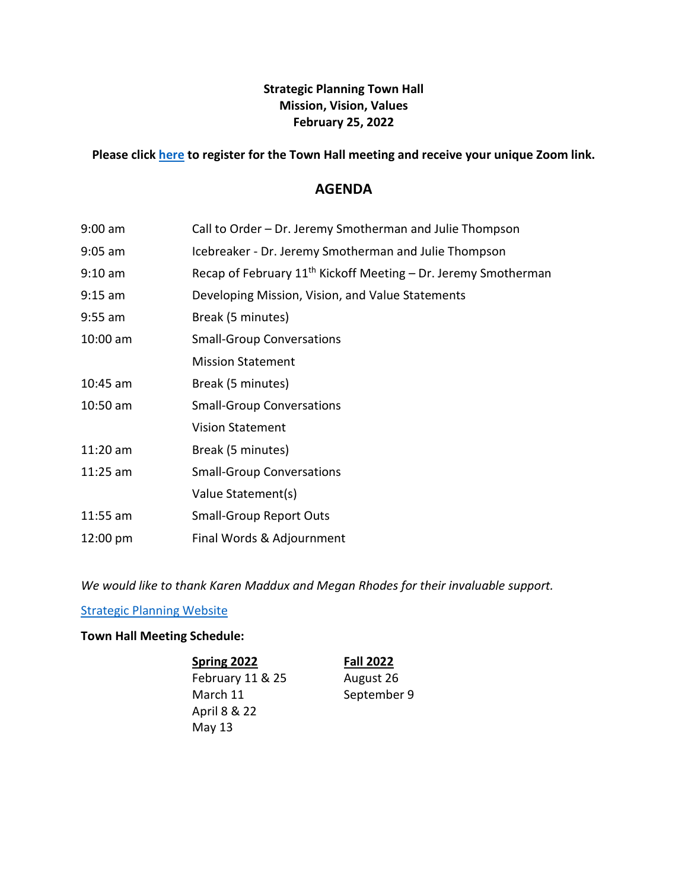**Strategic Planning Town Hall**
**Mission, Vision, Values**
**February 25, 2022**

**Please click [here](#) to register for the Town Hall meeting and receive your unique Zoom link.**

## AGENDA

| | |
|---|---|
| 9:00 am | Call to Order – Dr. Jeremy Smotherman and Julie Thompson |
| 9:05 am | Icebreaker - Dr. Jeremy Smotherman and Julie Thompson |
| 9:10 am | Recap of February 11th Kickoff Meeting – Dr. Jeremy Smotherman |
| 9:15 am | Developing Mission, Vision, and Value Statements |
| 9:55 am | Break (5 minutes) |
| 10:00 am | Small-Group Conversations |
| | Mission Statement |
| 10:45 am | Break (5 minutes) |
| 10:50 am | Small-Group Conversations |
| | Vision Statement |
| 11:20 am | Break (5 minutes) |
| 11:25 am | Small-Group Conversations |
| | Value Statement(s) |
| 11:55 am | Small-Group Report Outs |
| 12:00 pm | Final Words & Adjournment |

*We would like to thank Karen Maddux and Megan Rhodes for their invaluable support.*

[Strategic Planning Website](#)

**Town Hall Meeting Schedule:**

| **Spring 2022** | **Fall 2022** |
|---|---|
| February 11 & 25 | August 26 |
| March 11 | September 9 |
| April 8 & 22 | |
| May 13 | |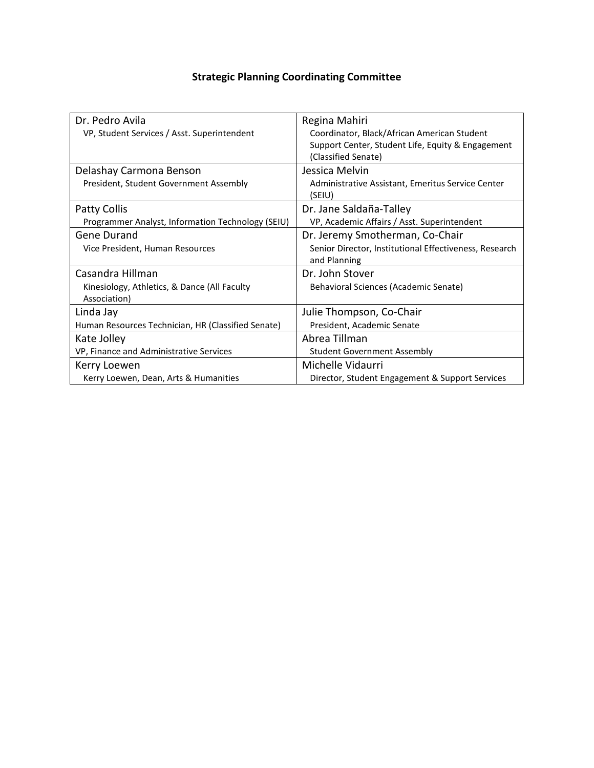**Strategic Planning Coordinating Committee**

| | |
|---|---|
| Dr. Pedro Avila<br>VP, Student Services / Asst. Superintendent | Regina Mahiri<br>Coordinator, Black/African American Student Support Center, Student Life, Equity & Engagement (Classified Senate) |
| Delashay Carmona Benson<br>President, Student Government Assembly | Jessica Melvin<br>Administrative Assistant, Emeritus Service Center (SEIU) |
| Patty Collis<br>Programmer Analyst, Information Technology (SEIU) | Dr. Jane Saldaña-Talley<br>VP, Academic Affairs / Asst. Superintendent |
| Gene Durand<br>Vice President, Human Resources | Dr. Jeremy Smotherman, Co-Chair<br>Senior Director, Institutional Effectiveness, Research and Planning |
| Casandra Hillman<br>Kinesiology, Athletics, & Dance (All Faculty Association) | Dr. John Stover<br>Behavioral Sciences (Academic Senate) |
| Linda Jay<br>Human Resources Technician, HR (Classified Senate) | Julie Thompson, Co-Chair<br>President, Academic Senate |
| Kate Jolley<br>VP, Finance and Administrative Services | Abrea Tillman<br>Student Government Assembly |
| Kerry Loewen<br>Kerry Loewen, Dean, Arts & Humanities | Michelle Vidaurri<br>Director, Student Engagement & Support Services |